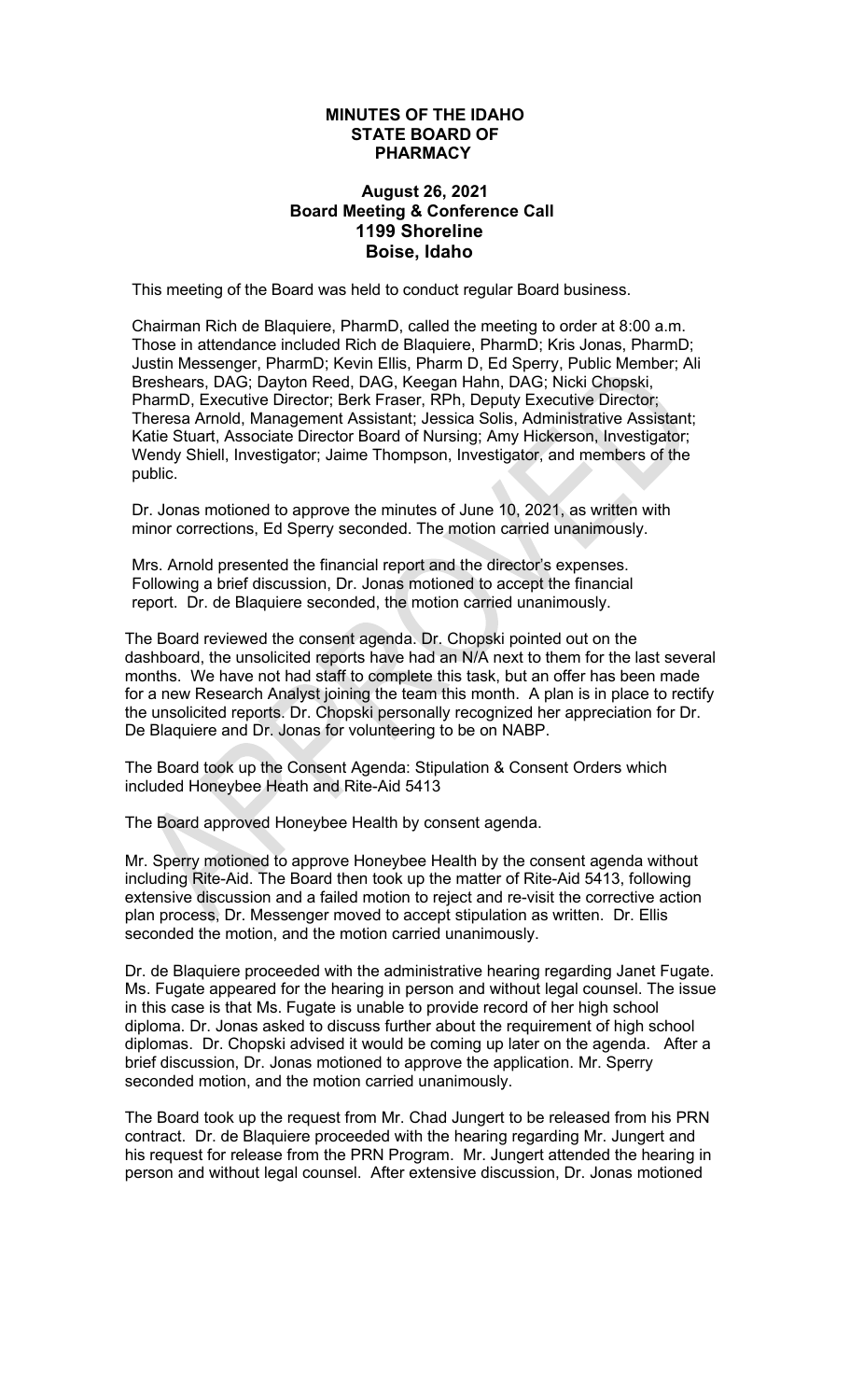# MINUTES OF THE IDAHO STATE BOARD OF PHARMACY

## August 26, 2021
## Board Meeting & Conference Call
## 1199 Shoreline
## Boise, Idaho

This meeting of the Board was held to conduct regular Board business.

Chairman Rich de Blaquiere, PharmD, called the meeting to order at 8:00 a.m. Those in attendance included Rich de Blaquiere, PharmD; Kris Jonas, PharmD; Justin Messenger, PharmD; Kevin Ellis, Pharm D, Ed Sperry, Public Member; Ali Breshears, DAG; Dayton Reed, DAG, Keegan Hahn, DAG; Nicki Chopski, PharmD, Executive Director; Berk Fraser, RPh, Deputy Executive Director; Theresa Arnold, Management Assistant; Jessica Solis, Administrative Assistant; Katie Stuart, Associate Director Board of Nursing; Amy Hickerson, Investigator; Wendy Shiell, Investigator; Jaime Thompson, Investigator, and members of the public.

Dr. Jonas motioned to approve the minutes of June 10, 2021, as written with minor corrections, Ed Sperry seconded. The motion carried unanimously.

Mrs. Arnold presented the financial report and the director's expenses. Following a brief discussion, Dr. Jonas motioned to accept the financial report. Dr. de Blaquiere seconded, the motion carried unanimously.

The Board reviewed the consent agenda. Dr. Chopski pointed out on the dashboard, the unsolicited reports have had an N/A next to them for the last several months. We have not had staff to complete this task, but an offer has been made for a new Research Analyst joining the team this month. A plan is in place to rectify the unsolicited reports. Dr. Chopski personally recognized her appreciation for Dr. De Blaquiere and Dr. Jonas for volunteering to be on NABP.

The Board took up the Consent Agenda: Stipulation & Consent Orders which included Honeybee Heath and Rite-Aid 5413

The Board approved Honeybee Health by consent agenda.

Mr. Sperry motioned to approve Honeybee Health by the consent agenda without including Rite-Aid. The Board then took up the matter of Rite-Aid 5413, following extensive discussion and a failed motion to reject and re-visit the corrective action plan process, Dr. Messenger moved to accept stipulation as written. Dr. Ellis seconded the motion, and the motion carried unanimously.

Dr. de Blaquiere proceeded with the administrative hearing regarding Janet Fugate. Ms. Fugate appeared for the hearing in person and without legal counsel. The issue in this case is that Ms. Fugate is unable to provide record of her high school diploma. Dr. Jonas asked to discuss further about the requirement of high school diplomas. Dr. Chopski advised it would be coming up later on the agenda. After a brief discussion, Dr. Jonas motioned to approve the application. Mr. Sperry seconded motion, and the motion carried unanimously.

The Board took up the request from Mr. Chad Jungert to be released from his PRN contract. Dr. de Blaquiere proceeded with the hearing regarding Mr. Jungert and his request for release from the PRN Program. Mr. Jungert attended the hearing in person and without legal counsel. After extensive discussion, Dr. Jonas motioned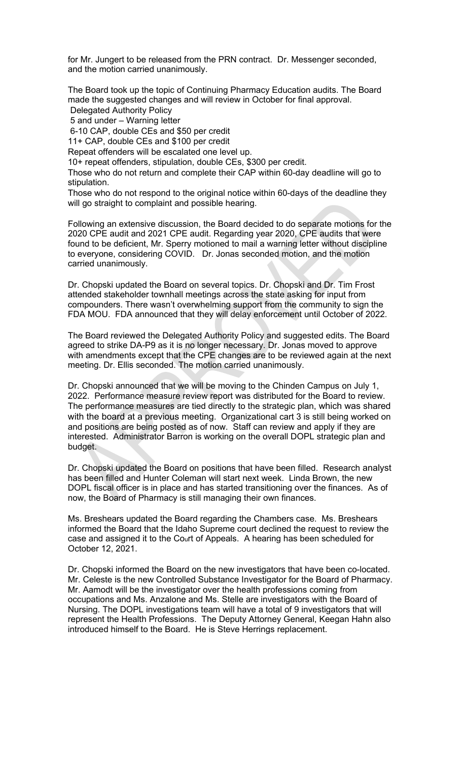for Mr. Jungert to be released from the PRN contract. Dr. Messenger seconded, and the motion carried unanimously.

The Board took up the topic of Continuing Pharmacy Education audits. The Board made the suggested changes and will review in October for final approval.

Delegated Authority Policy

5 and under – Warning letter

6-10 CAP, double CEs and $50 per credit

11+ CAP, double CEs and $100 per credit

Repeat offenders will be escalated one level up.

10+ repeat offenders, stipulation, double CEs, $300 per credit.

Those who do not return and complete their CAP within 60-day deadline will go to stipulation.

Those who do not respond to the original notice within 60-days of the deadline they will go straight to complaint and possible hearing.

Following an extensive discussion, the Board decided to do separate motions for the 2020 CPE audit and 2021 CPE audit. Regarding year 2020, CPE audits that were found to be deficient, Mr. Sperry motioned to mail a warning letter without discipline to everyone, considering COVID. Dr. Jonas seconded motion, and the motion carried unanimously.

Dr. Chopski updated the Board on several topics. Dr. Chopski and Dr. Tim Frost attended stakeholder townhall meetings across the state asking for input from compounders. There wasn't overwhelming support from the community to sign the FDA MOU. FDA announced that they will delay enforcement until October of 2022.

The Board reviewed the Delegated Authority Policy and suggested edits. The Board agreed to strike DA-P9 as it is no longer necessary. Dr. Jonas moved to approve with amendments except that the CPE changes are to be reviewed again at the next meeting. Dr. Ellis seconded. The motion carried unanimously.

Dr. Chopski announced that we will be moving to the Chinden Campus on July 1, 2022. Performance measure review report was distributed for the Board to review. The performance measures are tied directly to the strategic plan, which was shared with the board at a previous meeting. Organizational cart 3 is still being worked on and positions are being posted as of now. Staff can review and apply if they are interested. Administrator Barron is working on the overall DOPL strategic plan and budget.

Dr. Chopski updated the Board on positions that have been filled. Research analyst has been filled and Hunter Coleman will start next week. Linda Brown, the new DOPL fiscal officer is in place and has started transitioning over the finances. As of now, the Board of Pharmacy is still managing their own finances.

Ms. Breshears updated the Board regarding the Chambers case. Ms. Breshears informed the Board that the Idaho Supreme court declined the request to review the case and assigned it to the Court of Appeals. A hearing has been scheduled for October 12, 2021.

Dr. Chopski informed the Board on the new investigators that have been co-located. Mr. Celeste is the new Controlled Substance Investigator for the Board of Pharmacy. Mr. Aamodt will be the investigator over the health professions coming from occupations and Ms. Anzalone and Ms. Stelle are investigators with the Board of Nursing. The DOPL investigations team will have a total of 9 investigators that will represent the Health Professions. The Deputy Attorney General, Keegan Hahn also introduced himself to the Board. He is Steve Herrings replacement.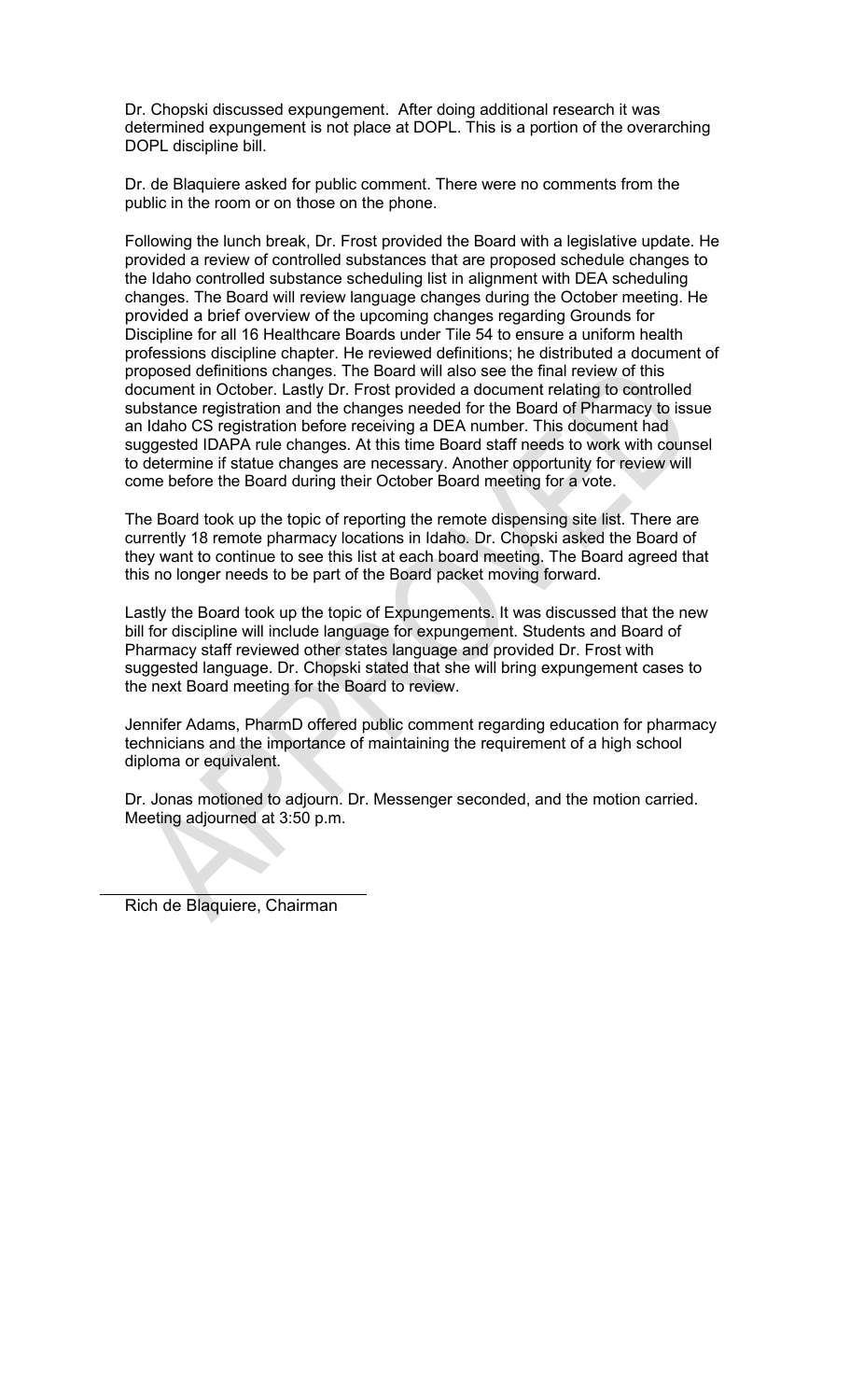Dr. Chopski discussed expungement. After doing additional research it was determined expungement is not place at DOPL. This is a portion of the overarching DOPL discipline bill.

Dr. de Blaquiere asked for public comment. There were no comments from the public in the room or on those on the phone.

Following the lunch break, Dr. Frost provided the Board with a legislative update. He provided a review of controlled substances that are proposed schedule changes to the Idaho controlled substance scheduling list in alignment with DEA scheduling changes. The Board will review language changes during the October meeting. He provided a brief overview of the upcoming changes regarding Grounds for Discipline for all 16 Healthcare Boards under Tile 54 to ensure a uniform health professions discipline chapter. He reviewed definitions; he distributed a document of proposed definitions changes. The Board will also see the final review of this document in October. Lastly Dr. Frost provided a document relating to controlled substance registration and the changes needed for the Board of Pharmacy to issue an Idaho CS registration before receiving a DEA number. This document had suggested IDAPA rule changes. At this time Board staff needs to work with counsel to determine if statue changes are necessary. Another opportunity for review will come before the Board during their October Board meeting for a vote.

The Board took up the topic of reporting the remote dispensing site list. There are currently 18 remote pharmacy locations in Idaho. Dr. Chopski asked the Board of they want to continue to see this list at each board meeting. The Board agreed that this no longer needs to be part of the Board packet moving forward.

Lastly the Board took up the topic of Expungements. It was discussed that the new bill for discipline will include language for expungement. Students and Board of Pharmacy staff reviewed other states language and provided Dr. Frost with suggested language. Dr. Chopski stated that she will bring expungement cases to the next Board meeting for the Board to review.

Jennifer Adams, PharmD offered public comment regarding education for pharmacy technicians and the importance of maintaining the requirement of a high school diploma or equivalent.

Dr. Jonas motioned to adjourn. Dr. Messenger seconded, and the motion carried. Meeting adjourned at 3:50 p.m.

Rich de Blaquiere, Chairman